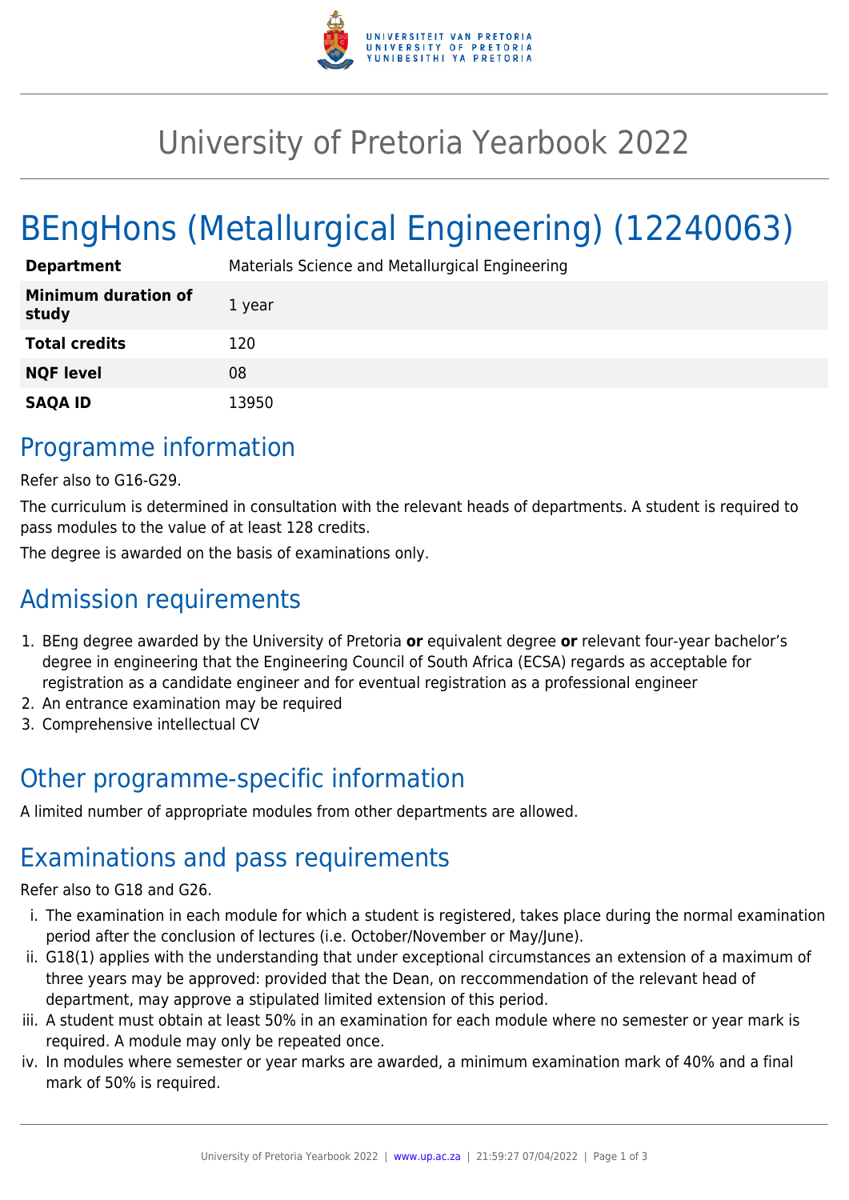# University of Pretoria Yearbook 2022

# BEngHons (Metallurgical Engineering) (12240063)

| | |
|---|---|
| **Department** | Materials Science and Metallurgical Engineering |
| **Minimum duration of study** | 1 year |
| **Total credits** | 120 |
| **NQF level** | 08 |
| **SAQA ID** | 13950 |

## Programme information

Refer also to G16-G29.

The curriculum is determined in consultation with the relevant heads of departments. A student is required to pass modules to the value of at least 128 credits.

The degree is awarded on the basis of examinations only.

## Admission requirements

1. BEng degree awarded by the University of Pretoria **or** equivalent degree **or** relevant four-year bachelor's degree in engineering that the Engineering Council of South Africa (ECSA) regards as acceptable for registration as a candidate engineer and for eventual registration as a professional engineer
2. An entrance examination may be required
3. Comprehensive intellectual CV

## Other programme-specific information

A limited number of appropriate modules from other departments are allowed.

## Examinations and pass requirements

Refer also to G18 and G26.

i. The examination in each module for which a student is registered, takes place during the normal examination period after the conclusion of lectures (i.e. October/November or May/June).
ii. G18(1) applies with the understanding that under exceptional circumstances an extension of a maximum of three years may be approved: provided that the Dean, on reccommendation of the relevant head of department, may approve a stipulated limited extension of this period.
iii. A student must obtain at least 50% in an examination for each module where no semester or year mark is required. A module may only be repeated once.
iv. In modules where semester or year marks are awarded, a minimum examination mark of 40% and a final mark of 50% is required.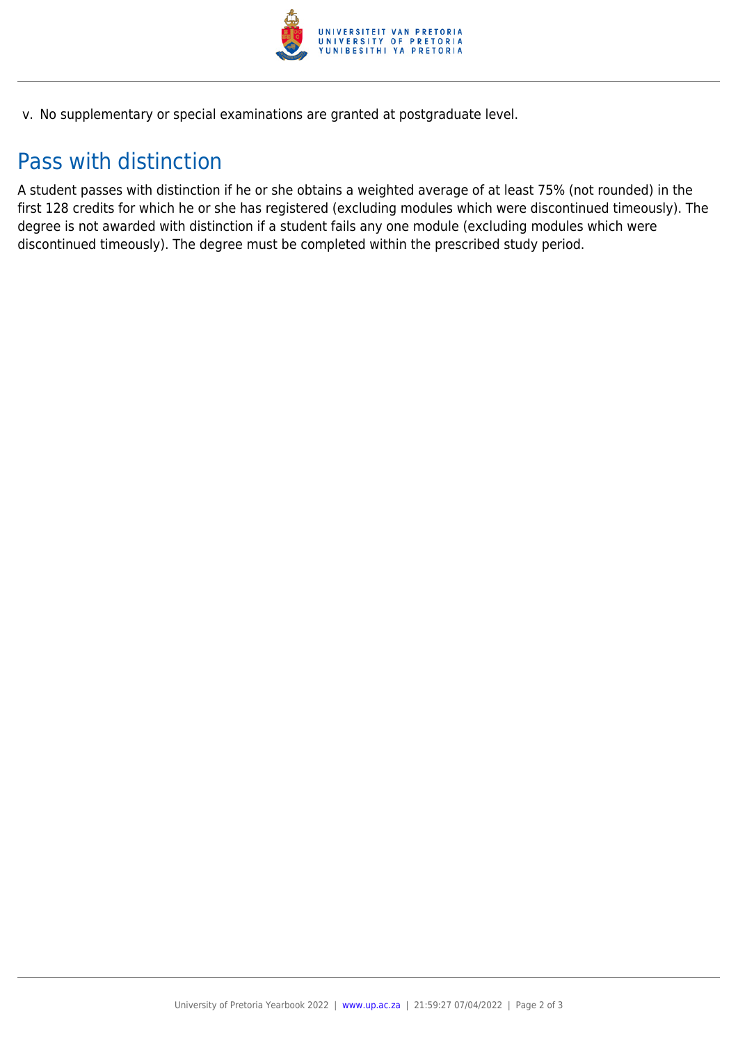v. No supplementary or special examinations are granted at postgraduate level.

## Pass with distinction

A student passes with distinction if he or she obtains a weighted average of at least 75% (not rounded) in the first 128 credits for which he or she has registered (excluding modules which were discontinued timeously). The degree is not awarded with distinction if a student fails any one module (excluding modules which were discontinued timeously). The degree must be completed within the prescribed study period.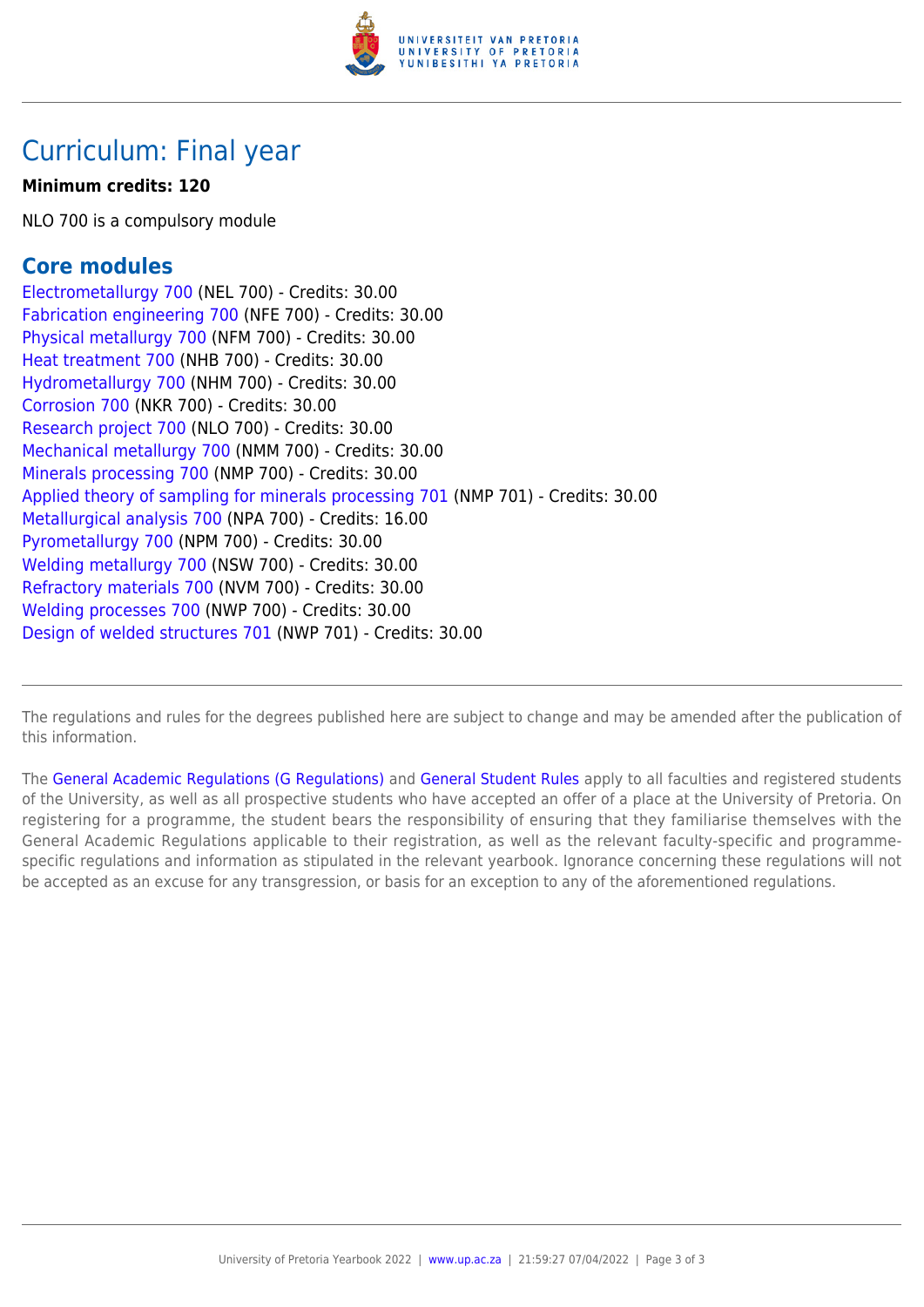# Curriculum: Final year

**Minimum credits: 120**

NLO 700 is a compulsory module

## Core modules

Electrometallurgy 700 (NEL 700) - Credits: 30.00
Fabrication engineering 700 (NFE 700) - Credits: 30.00
Physical metallurgy 700 (NFM 700) - Credits: 30.00
Heat treatment 700 (NHB 700) - Credits: 30.00
Hydrometallurgy 700 (NHM 700) - Credits: 30.00
Corrosion 700 (NKR 700) - Credits: 30.00
Research project 700 (NLO 700) - Credits: 30.00
Mechanical metallurgy 700 (NMM 700) - Credits: 30.00
Minerals processing 700 (NMP 700) - Credits: 30.00
Applied theory of sampling for minerals processing 701 (NMP 701) - Credits: 30.00
Metallurgical analysis 700 (NPA 700) - Credits: 16.00
Pyrometallurgy 700 (NPM 700) - Credits: 30.00
Welding metallurgy 700 (NSW 700) - Credits: 30.00
Refractory materials 700 (NVM 700) - Credits: 30.00
Welding processes 700 (NWP 700) - Credits: 30.00
Design of welded structures 701 (NWP 701) - Credits: 30.00

---

The regulations and rules for the degrees published here are subject to change and may be amended after the publication of this information.

The General Academic Regulations (G Regulations) and General Student Rules apply to all faculties and registered students of the University, as well as all prospective students who have accepted an offer of a place at the University of Pretoria. On registering for a programme, the student bears the responsibility of ensuring that they familiarise themselves with the General Academic Regulations applicable to their registration, as well as the relevant faculty-specific and programme-specific regulations and information as stipulated in the relevant yearbook. Ignorance concerning these regulations will not be accepted as an excuse for any transgression, or basis for an exception to any of the aforementioned regulations.